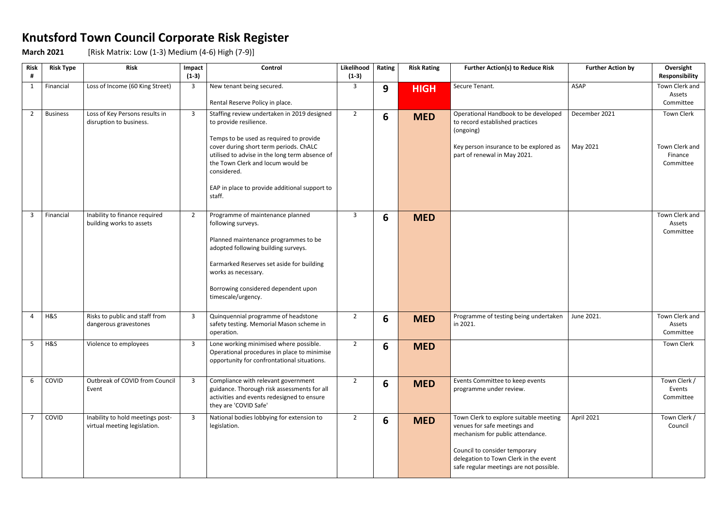# Knutsford Town Council Corporate Risk Register

**March 2021** [Risk Matrix: Low (1-3) Medium (4-6) High (7-9)]

| Risk # | Risk Type | Risk | Impact (1-3) | Control | Likelihood (1-3) | Rating | Risk Rating | Further Action(s) to Reduce Risk | Further Action by | Oversight Responsibility |
|---|---|---|---|---|---|---|---|---|---|---|
| 1 | Financial | Loss of Income (60 King Street) | 3 | New tenant being secured.<br><br>Rental Reserve Policy in place. | 3 | 9 | **HIGH** | Secure Tenant. | ASAP | Town Clerk and Assets Committee |
| 2 | Business | Loss of Key Persons results in disruption to business. | 3 | Staffing review undertaken in 2019 designed to provide resilience.<br><br>Temps to be used as required to provide cover during short term periods. ChALC utilised to advise in the long term absence of the Town Clerk and locum would be considered.<br><br>EAP in place to provide additional support to staff. | 2 | 6 | **MED** | Operational Handbook to be developed to record established practices (ongoing)<br><br>Key person insurance to be explored as part of renewal in May 2021. | December 2021<br><br>May 2021 | Town Clerk<br><br>Town Clerk and Finance Committee |
| 3 | Financial | Inability to finance required building works to assets | 2 | Programme of maintenance planned following surveys.<br><br>Planned maintenance programmes to be adopted following building surveys.<br><br>Earmarked Reserves set aside for building works as necessary.<br><br>Borrowing considered dependent upon timescale/urgency. | 3 | 6 | **MED** | | | Town Clerk and Assets Committee |
| 4 | H&S | Risks to public and staff from dangerous gravestones | 3 | Quinquennial programme of headstone safety testing. Memorial Mason scheme in operation. | 2 | 6 | **MED** | Programme of testing being undertaken in 2021. | June 2021. | Town Clerk and Assets Committee |
| 5 | H&S | Violence to employees | 3 | Lone working minimised where possible. Operational procedures in place to minimise opportunity for confrontational situations. | 2 | 6 | **MED** | | | Town Clerk |
| 6 | COVID | Outbreak of COVID from Council Event | 3 | Compliance with relevant government guidance. Thorough risk assessments for all activities and events redesigned to ensure they are 'COVID Safe' | 2 | 6 | **MED** | Events Committee to keep events programme under review. | | Town Clerk / Events Committee |
| 7 | COVID | Inability to hold meetings post-virtual meeting legislation. | 3 | National bodies lobbying for extension to legislation. | 2 | 6 | **MED** | Town Clerk to explore suitable meeting venues for safe meetings and mechanism for public attendance.<br><br>Council to consider temporary delegation to Town Clerk in the event safe regular meetings are not possible. | April 2021 | Town Clerk / Council |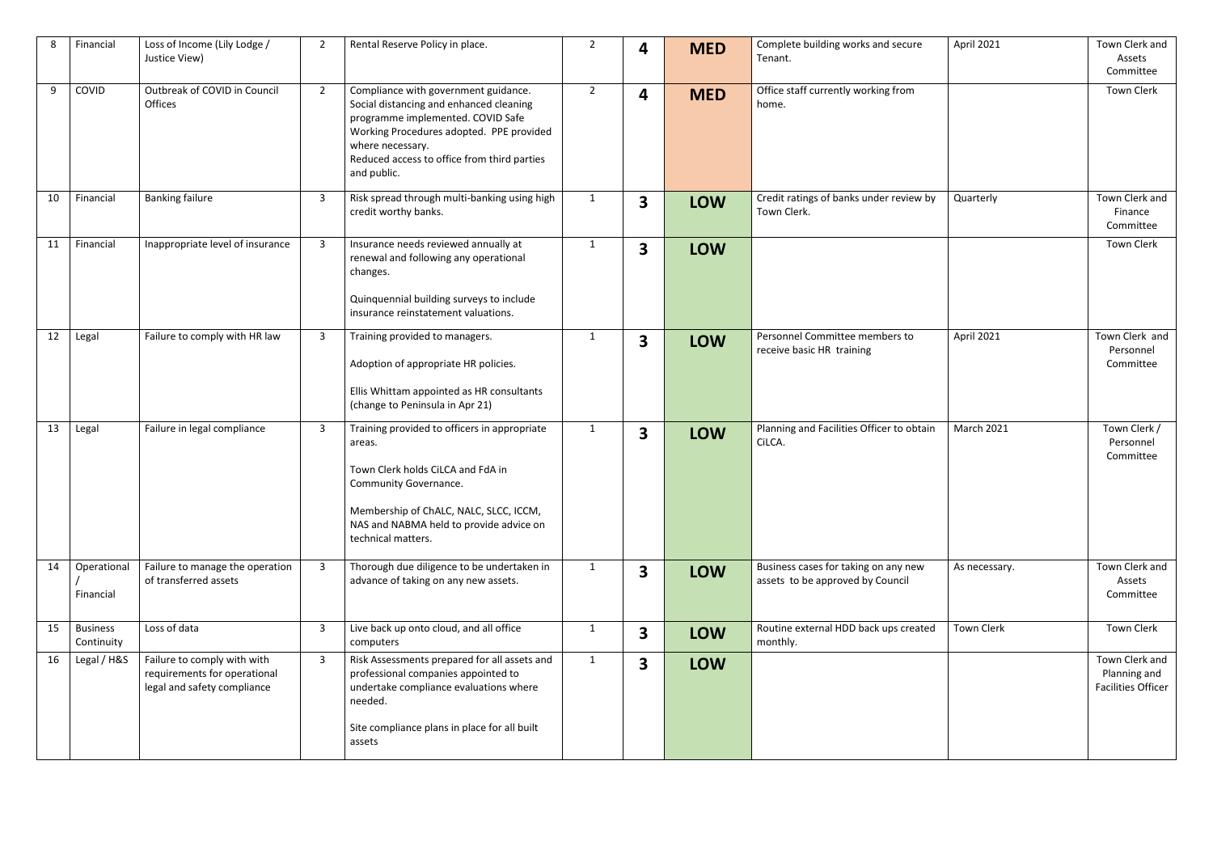| 8 | Financial | Loss of Income (Lily Lodge / Justice View) | 2 | Rental Reserve Policy in place. | 2 | **4** | **MED** | Complete building works and secure Tenant. | April 2021 | Town Clerk and Assets Committee |
|---|---|---|---|---|---|---|---|---|---|---|
| 9 | COVID | Outbreak of COVID in Council Offices | 2 | Compliance with government guidance. Social distancing and enhanced cleaning programme implemented. COVID Safe Working Procedures adopted. PPE provided where necessary. Reduced access to office from third parties and public. | 2 | **4** | **MED** | Office staff currently working from home. | | Town Clerk |
| 10 | Financial | Banking failure | 3 | Risk spread through multi-banking using high credit worthy banks. | 1 | **3** | **LOW** | Credit ratings of banks under review by Town Clerk. | Quarterly | Town Clerk and Finance Committee |
| 11 | Financial | Inappropriate level of insurance | 3 | Insurance needs reviewed annually at renewal and following any operational changes.<br><br>Quinquennial building surveys to include insurance reinstatement valuations. | 1 | **3** | **LOW** | | | Town Clerk |
| 12 | Legal | Failure to comply with HR law | 3 | Training provided to managers.<br><br>Adoption of appropriate HR policies.<br><br>Ellis Whittam appointed as HR consultants (change to Peninsula in Apr 21) | 1 | **3** | **LOW** | Personnel Committee members to receive basic HR training | April 2021 | Town Clerk and Personnel Committee |
| 13 | Legal | Failure in legal compliance | 3 | Training provided to officers in appropriate areas.<br><br>Town Clerk holds CiLCA and FdA in Community Governance.<br><br>Membership of ChALC, NALC, SLCC, ICCM, NAS and NABMA held to provide advice on technical matters. | 1 | **3** | **LOW** | Planning and Facilities Officer to obtain CiLCA. | March 2021 | Town Clerk / Personnel Committee |
| 14 | Operational / Financial | Failure to manage the operation of transferred assets | 3 | Thorough due diligence to be undertaken in advance of taking on any new assets. | 1 | **3** | **LOW** | Business cases for taking on any new assets to be approved by Council | As necessary. | Town Clerk and Assets Committee |
| 15 | Business Continuity | Loss of data | 3 | Live back up onto cloud, and all office computers | 1 | **3** | **LOW** | Routine external HDD back ups created monthly. | Town Clerk | Town Clerk |
| 16 | Legal / H&S | Failure to comply with with requirements for operational legal and safety compliance | 3 | Risk Assessments prepared for all assets and professional companies appointed to undertake compliance evaluations where needed.<br><br>Site compliance plans in place for all built assets | 1 | **3** | **LOW** | | | Town Clerk and Planning and Facilities Officer |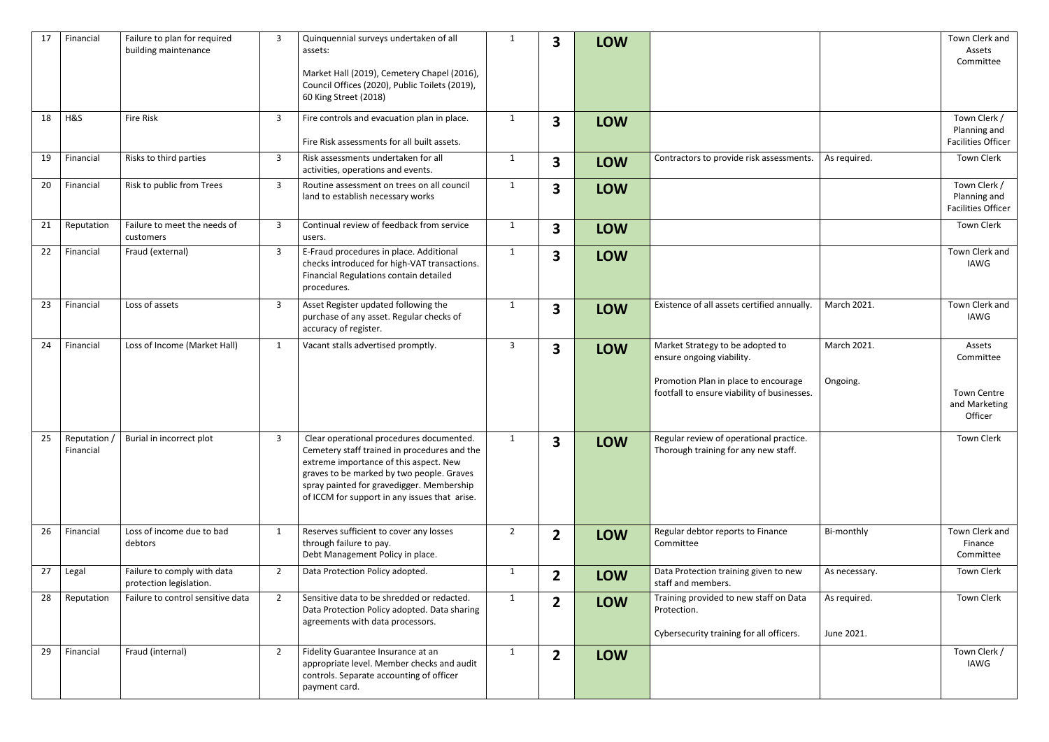| 17 | Financial | Failure to plan for required building maintenance | 3 | Quinquennial surveys undertaken of all assets:<br><br>Market Hall (2019), Cemetery Chapel (2016), Council Offices (2020), Public Toilets (2019), 60 King Street (2018) | 1 | **3** | **LOW** | | | Town Clerk and Assets Committee |
|---|---|---|---|---|---|---|---|---|---|---|
| 18 | H&S | Fire Risk | 3 | Fire controls and evacuation plan in place.<br><br>Fire Risk assessments for all built assets. | 1 | **3** | **LOW** | | | Town Clerk / Planning and Facilities Officer |
| 19 | Financial | Risks to third parties | 3 | Risk assessments undertaken for all activities, operations and events. | 1 | **3** | **LOW** | Contractors to provide risk assessments. | As required. | Town Clerk |
| 20 | Financial | Risk to public from Trees | 3 | Routine assessment on trees on all council land to establish necessary works | 1 | **3** | **LOW** | | | Town Clerk / Planning and Facilities Officer |
| 21 | Reputation | Failure to meet the needs of customers | 3 | Continual review of feedback from service users. | 1 | **3** | **LOW** | | | Town Clerk |
| 22 | Financial | Fraud (external) | 3 | E-Fraud procedures in place. Additional checks introduced for high-VAT transactions. Financial Regulations contain detailed procedures. | 1 | **3** | **LOW** | | | Town Clerk and IAWG |
| 23 | Financial | Loss of assets | 3 | Asset Register updated following the purchase of any asset. Regular checks of accuracy of register. | 1 | **3** | **LOW** | Existence of all assets certified annually. | March 2021. | Town Clerk and IAWG |
| 24 | Financial | Loss of Income (Market Hall) | 1 | Vacant stalls advertised promptly. | 3 | **3** | **LOW** | Market Strategy to be adopted to ensure ongoing viability.<br><br>Promotion Plan in place to encourage footfall to ensure viability of businesses. | March 2021.<br><br>Ongoing. | Assets Committee<br><br>Town Centre and Marketing Officer |
| 25 | Reputation / Financial | Burial in incorrect plot | 3 | Clear operational procedures documented. Cemetery staff trained in procedures and the extreme importance of this aspect. New graves to be marked by two people. Graves spray painted for gravedigger. Membership of ICCM for support in any issues that arise. | 1 | **3** | **LOW** | Regular review of operational practice. Thorough training for any new staff. | | Town Clerk |
| 26 | Financial | Loss of income due to bad debtors | 1 | Reserves sufficient to cover any losses through failure to pay.<br>Debt Management Policy in place. | 2 | **2** | **LOW** | Regular debtor reports to Finance Committee | Bi-monthly | Town Clerk and Finance Committee |
| 27 | Legal | Failure to comply with data protection legislation. | 2 | Data Protection Policy adopted. | 1 | **2** | **LOW** | Data Protection training given to new staff and members. | As necessary. | Town Clerk |
| 28 | Reputation | Failure to control sensitive data | 2 | Sensitive data to be shredded or redacted. Data Protection Policy adopted. Data sharing agreements with data processors. | 1 | **2** | **LOW** | Training provided to new staff on Data Protection.<br><br>Cybersecurity training for all officers. | As required.<br><br>June 2021. | Town Clerk |
| 29 | Financial | Fraud (internal) | 2 | Fidelity Guarantee Insurance at an appropriate level. Member checks and audit controls. Separate accounting of officer payment card. | 1 | **2** | **LOW** | | | Town Clerk / IAWG |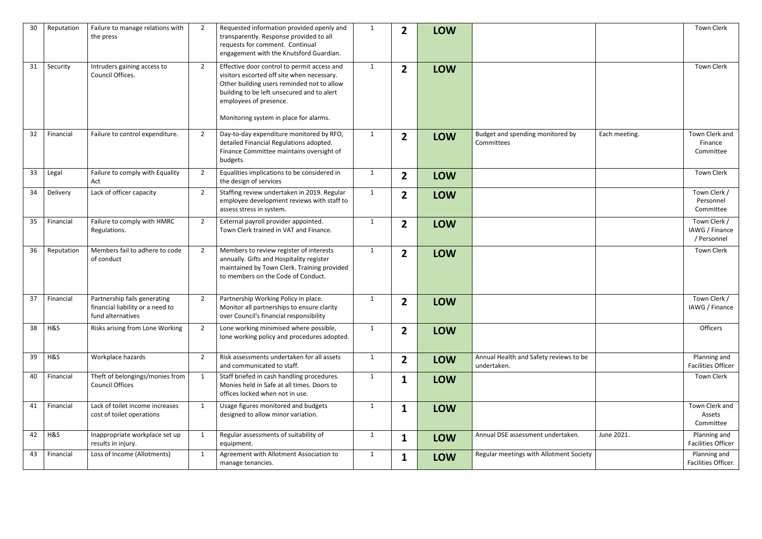| | | | | | | | | | | |
|---|---|---|---|---|---|---|---|---|---|---|
| 30 | Reputation | Failure to manage relations with the press | 2 | Requested information provided openly and transparently. Response provided to all requests for comment. Continual engagement with the Knutsford Guardian. | 1 | **2** | **LOW** | | | Town Clerk |
| 31 | Security | Intruders gaining access to Council Offices. | 2 | Effective door control to permit access and visitors escorted off site when necessary. Other building users reminded not to allow building to be left unsecured and to alert employees of presence.<br><br>Monitoring system in place for alarms. | 1 | **2** | **LOW** | | | Town Clerk |
| 32 | Financial | Failure to control expenditure. | 2 | Day-to-day expenditure monitored by RFO, detailed Financial Regulations adopted. Finance Committee maintains oversight of budgets. | 1 | **2** | **LOW** | Budget and spending monitored by Committees | Each meeting. | Town Clerk and Finance Committee |
| 33 | Legal | Failure to comply with Equality Act | 2 | Equalities implications to be considered in the design of services | 1 | **2** | **LOW** | | | Town Clerk |
| 34 | Delivery | Lack of officer capacity | 2 | Staffing review undertaken in 2019. Regular employee development reviews with staff to assess stress in system. | 1 | **2** | **LOW** | | | Town Clerk / Personnel Committee |
| 35 | Financial | Failure to comply with HMRC Regulations. | 2 | External payroll provider appointed. Town Clerk trained in VAT and Finance. | 1 | **2** | **LOW** | | | Town Clerk / IAWG / Finance / Personnel |
| 36 | Reputation | Members fail to adhere to code of conduct | 2 | Members to review register of interests annually. Gifts and Hospitality register maintained by Town Clerk. Training provided to members on the Code of Conduct. | 1 | **2** | **LOW** | | | Town Clerk |
| 37 | Financial | Partnership fails generating financial liability or a need to fund alternatives | 2 | Partnership Working Policy in place. Monitor all partnerships to ensure clarity over Council's financial responsibility | 1 | **2** | **LOW** | | | Town Clerk / IAWG / Finance |
| 38 | H&S | Risks arising from Lone Working | 2 | Lone working minimised where possible, lone working policy and procedures adopted. | 1 | **2** | **LOW** | | | Officers |
| 39 | H&S | Workplace hazards | 2 | Risk assessments undertaken for all assets and communicated to staff. | 1 | **2** | **LOW** | Annual Health and Safety reviews to be undertaken. | | Planning and Facilities Officer |
| 40 | Financial | Theft of belongings/monies from Council Offices | 1 | Staff briefed in cash handling procedures. Monies held in Safe at all times. Doors to offices locked when not in use. | 1 | **1** | **LOW** | | | Town Clerk |
| 41 | Financial | Lack of toilet income increases cost of toilet operations | 1 | Usage figures monitored and budgets designed to allow minor variation. | 1 | **1** | **LOW** | | | Town Clerk and Assets Committee |
| 42 | H&S | Inappropriate workplace set up results in injury. | 1 | Regular assessments of suitability of equipment. | 1 | **1** | **LOW** | Annual DSE assessment undertaken. | June 2021. | Planning and Facilities Officer |
| 43 | Financial | Loss of Income (Allotments) | 1 | Agreement with Allotment Association to manage tenancies. | 1 | **1** | **LOW** | Regular meetings with Allotment Society | | Planning and Facilities Officer. |